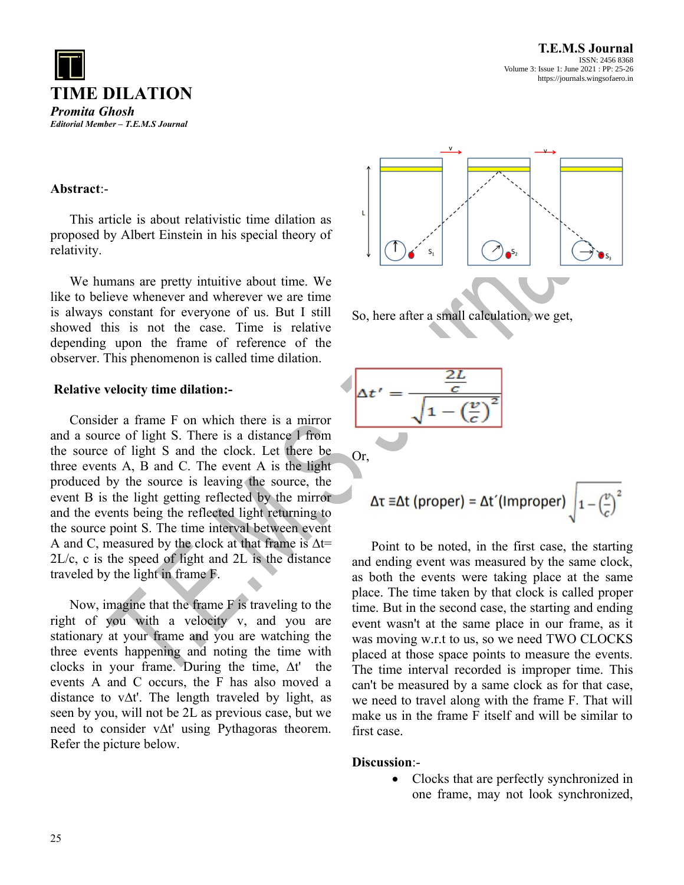# TIME DILATION

***Promita Ghosh***

***Editorial Member – T.E.M.S Journal***

**Abstract**:-

This article is about relativistic time dilation as proposed by Albert Einstein in his special theory of relativity.

We humans are pretty intuitive about time. We like to believe whenever and wherever we are time is always constant for everyone of us. But I still showed this is not the case. Time is relative depending upon the frame of reference of the observer. This phenomenon is called time dilation.

**Relative velocity time dilation:-**

Consider a frame F on which there is a mirror and a source of light S. There is a distance l from the source of light S and the clock. Let there be three events A, B and C. The event A is the light produced by the source is leaving the source, the event B is the light getting reflected by the mirror and the events being the reflected light returning to the source point S. The time interval between event A and C, measured by the clock at that frame is $\Delta t = 2L/c$, c is the speed of light and 2L is the distance traveled by the light in frame F.

Now, imagine that the frame F is traveling to the right of you with a velocity v, and you are stationary at your frame and you are watching the three events happening and noting the time with clocks in your frame. During the time, $\Delta t'$ the events A and C occurs, the F has also moved a distance to $v\Delta t'$. The length traveled by light, as seen by you, will not be 2L as previous case, but we need to consider $v\Delta t'$ using Pythagoras theorem. Refer the picture below.

v

v

L

$S_1$

$S_2$

$S_3$

So, here after a small calculation, we get,

$$\Delta t' = \frac{\frac{2L}{c}}{\sqrt{1-\left(\frac{v}{c}\right)^2}}$$

Or,

$$\Delta\tau \equiv \Delta t\,(\text{proper}) = \Delta t'(\text{Improper})\sqrt{1-\left(\frac{v}{c}\right)^2}$$

Point to be noted, in the first case, the starting and ending event was measured by the same clock, as both the events were taking place at the same place. The time taken by that clock is called proper time. But in the second case, the starting and ending event wasn't at the same place in our frame, as it was moving w.r.t to us, so we need TWO CLOCKS placed at those space points to measure the events. The time interval recorded is improper time. This can't be measured by a same clock as for that case, we need to travel along with the frame F. That will make us in the frame F itself and will be similar to first case.

**Discussion**:-

- Clocks that are perfectly synchronized in one frame, may not look synchronized,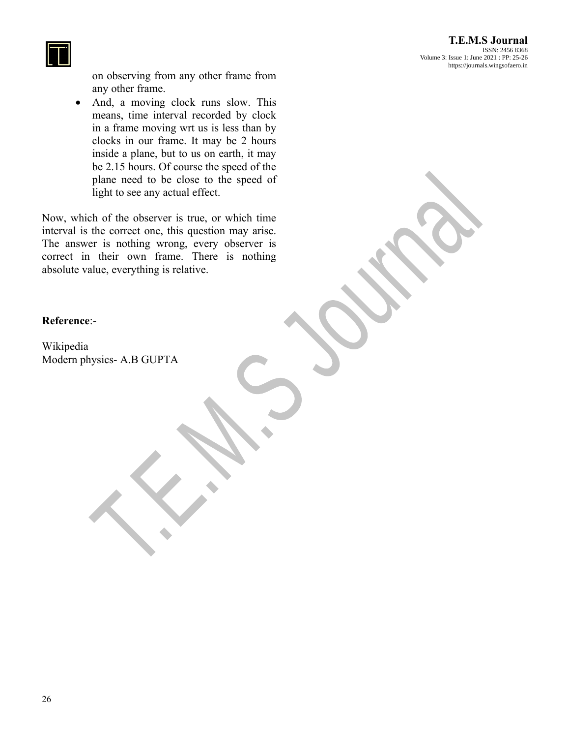on observing from any other frame from any other frame.

- And, a moving clock runs slow. This means, time interval recorded by clock in a frame moving wrt us is less than by clocks in our frame. It may be 2 hours inside a plane, but to us on earth, it may be 2.15 hours. Of course the speed of the plane need to be close to the speed of light to see any actual effect.

Now, which of the observer is true, or which time interval is the correct one, this question may arise. The answer is nothing wrong, every observer is correct in their own frame. There is nothing absolute value, everything is relative.

**Reference**:-

Wikipedia
Modern physics- A.B GUPTA